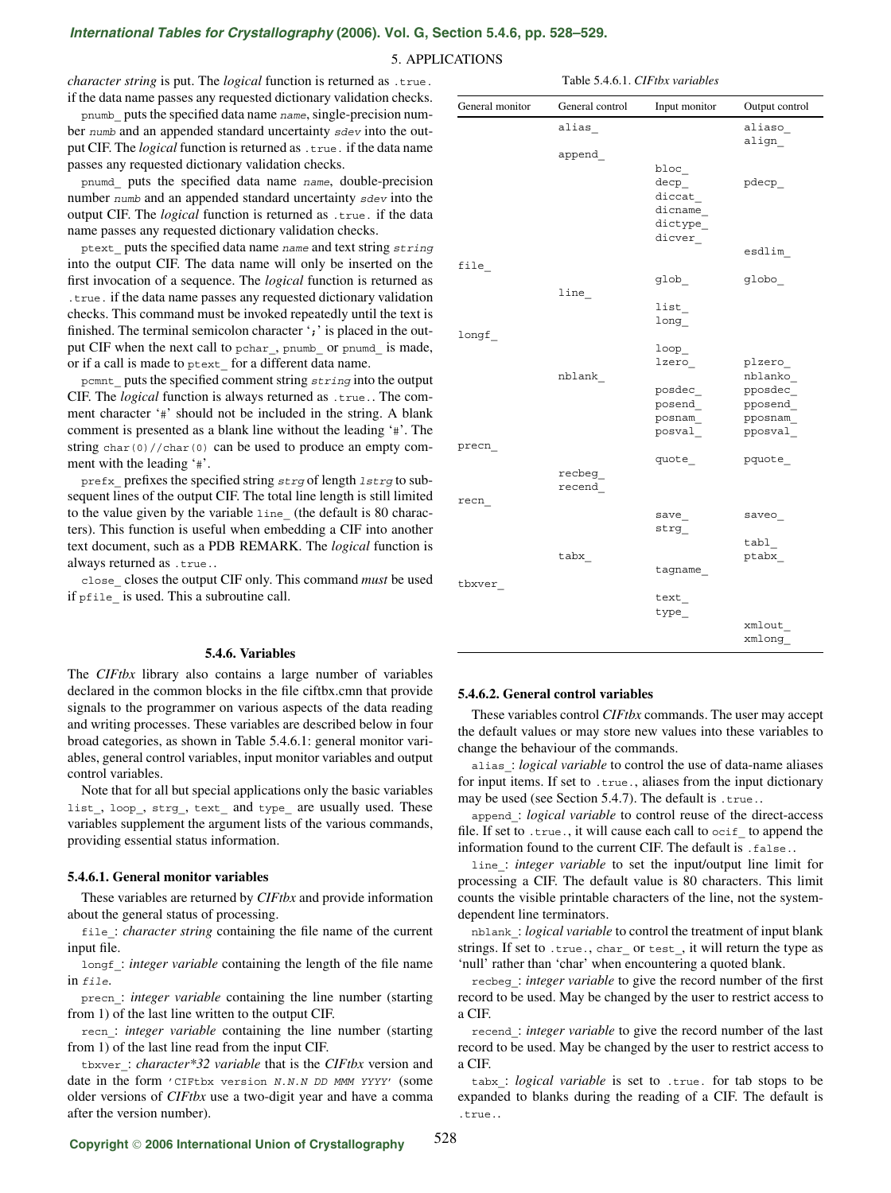*character string* is put. The *logical* function is returned as `.true.` if the data name passes any requested dictionary validation checks.

`pnumb_` puts the specified data name *name*, single-precision number *numb* and an appended standard uncertainty *sdev* into the output CIF. The *logical* function is returned as `.true.` if the data name passes any requested dictionary validation checks.

`pnumd_` puts the specified data name *name*, double-precision number *numb* and an appended standard uncertainty *sdev* into the output CIF. The *logical* function is returned as `.true.` if the data name passes any requested dictionary validation checks.

`ptext_` puts the specified data name *name* and text string *string* into the output CIF. The data name will only be inserted on the first invocation of a sequence. The *logical* function is returned as `.true.` if the data name passes any requested dictionary validation checks. This command must be invoked repeatedly until the text is finished. The terminal semicolon character '`;`' is placed in the output CIF when the next call to `pchar_`, `pnumb_` or `pnumd_` is made, or if a call is made to `ptext_` for a different data name.

`pcmnt_` puts the specified comment string *string* into the output CIF. The *logical* function is always returned as `.true.`. The comment character '`#`' should not be included in the string. A blank comment is presented as a blank line without the leading '`#`'. The string `char(0)//char(0)` can be used to produce an empty comment with the leading '`#`'.

`prefx_` prefixes the specified string *strg* of length *lstrg* to subsequent lines of the output CIF. The total line length is still limited to the value given by the variable `line_` (the default is 80 characters). This function is useful when embedding a CIF into another text document, such as a PDB REMARK. The *logical* function is always returned as `.true.`.

`close_` closes the output CIF only. This command *must* be used if `pfile_` is used. This a subroutine call.

### 5.4.6. Variables

The *CIFtbx* library also contains a large number of variables declared in the common blocks in the file ciftbx.cmn that provide signals to the programmer on various aspects of the data reading and writing processes. These variables are described below in four broad categories, as shown in Table 5.4.6.1: general monitor variables, general control variables, input monitor variables and output control variables.

Note that for all but special applications only the basic variables `list_`, `loop_`, `strg_`, `text_` and `type_` are usually used. These variables supplement the argument lists of the various commands, providing essential status information.

#### 5.4.6.1. General monitor variables

These variables are returned by *CIFtbx* and provide information about the general status of processing.

`file_`: *character string* containing the file name of the current input file.

`longf_`: *integer variable* containing the length of the file name in *file*.

`precn_`: *integer variable* containing the line number (starting from 1) of the last line written to the output CIF.

`recn_`: *integer variable* containing the line number (starting from 1) of the last line read from the input CIF.

`tbxver_`: *character\*32 variable* that is the *CIFtbx* version and date in the form `'CIFtbx version N.N.N DD MMM YYYY'` (some older versions of *CIFtbx* use a two-digit year and have a comma after the version number).

Table 5.4.6.1. *CIFtbx variables*

| General monitor | General control | Input monitor | Output control |
|---|---|---|---|
| | `alias_` | | `aliaso_` |
| | | | `align_` |
| | `append_` | | |
| | | `bloc_` | |
| | | `decp_` | `pdecp_` |
| | | `diccat_` | |
| | | `dicname_` | |
| | | `dictype_` | |
| | | `dicver_` | |
| | | | `esdlim_` |
| `file_` | | | |
| | | `glob_` | `globo_` |
| | `line_` | | |
| | | `list_` | |
| | | `long_` | |
| `longf_` | | | |
| | | `loop_` | |
| | | `lzero_` | `plzero_` |
| | `nblank_` | | `nblanko_` |
| | | `posdec_` | `pposdec_` |
| | | `posend_` | `pposend_` |
| | | `posnam_` | `pposnam_` |
| | | `posval_` | `pposval_` |
| `precn_` | | | |
| | | `quote_` | `pquote_` |
| | `recbeg_` | | |
| | `recend_` | | |
| `recn_` | | | |
| | | `save_` | `saveo_` |
| | | `strg_` | |
| | | | `tabl_` |
| | `tabx_` | | `ptabx_` |
| | | `tagname_` | |
| `tbxver_` | | | |
| | | `text_` | |
| | | `type_` | |
| | | | `xmlout_` |
| | | | `xmlong_` |

#### 5.4.6.2. General control variables

These variables control *CIFtbx* commands. The user may accept the default values or may store new values into these variables to change the behaviour of the commands.

`alias_`: *logical variable* to control the use of data-name aliases for input items. If set to `.true.`, aliases from the input dictionary may be used (see Section 5.4.7). The default is `.true.`.

`append_`: *logical variable* to control reuse of the direct-access file. If set to `.true.`, it will cause each call to `ocif_` to append the information found to the current CIF. The default is `.false.`.

`line_`: *integer variable* to set the input/output line limit for processing a CIF. The default value is 80 characters. This limit counts the visible printable characters of the line, not the system-dependent line terminators.

`nblank_`: *logical variable* to control the treatment of input blank strings. If set to `.true.`, `char_` or `test_`, it will return the type as 'null' rather than 'char' when encountering a quoted blank.

`recbeg_`: *integer variable* to give the record number of the first record to be used. May be changed by the user to restrict access to a CIF.

`recend_`: *integer variable* to give the record number of the last record to be used. May be changed by the user to restrict access to a CIF.

`tabx_`: *logical variable* is set to `.true.` for tab stops to be expanded to blanks during the reading of a CIF. The default is `.true.`.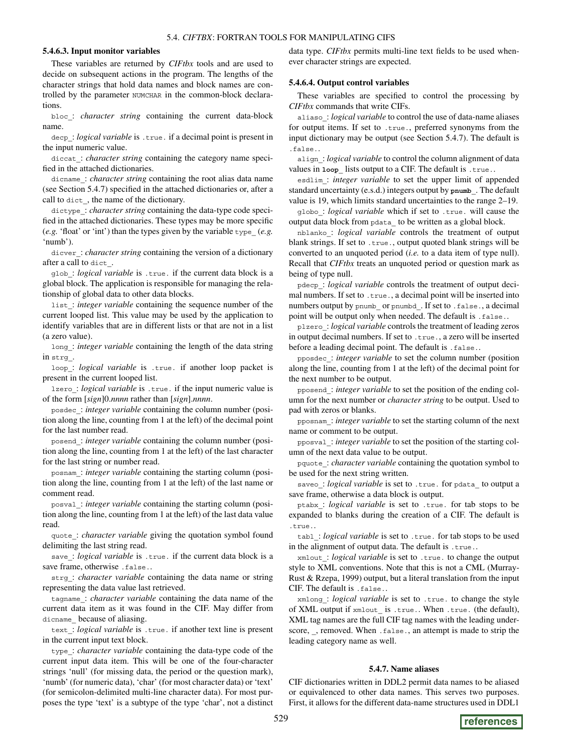#### 5.4.6.3. Input monitor variables

These variables are returned by *CIFtbx* tools and are used to decide on subsequent actions in the program. The lengths of the character strings that hold data names and block names are controlled by the parameter NUMCHAR in the common-block declarations.

bloc_: *character string* containing the current data-block name.

decp_: *logical variable* is .true. if a decimal point is present in the input numeric value.

diccat_: *character string* containing the category name specified in the attached dictionaries.

dicname_: *character string* containing the root alias data name (see Section 5.4.7) specified in the attached dictionaries or, after a call to dict_, the name of the dictionary.

dictype_: *character string* containing the data-type code specified in the attached dictionaries. These types may be more specific (*e.g.* 'float' or 'int') than the types given by the variable type_ (*e.g.* 'numb').

dicver_: *character string* containing the version of a dictionary after a call to dict_.

glob_: *logical variable* is .true. if the current data block is a global block. The application is responsible for managing the relationship of global data to other data blocks.

list_: *integer variable* containing the sequence number of the current looped list. This value may be used by the application to identify variables that are in different lists or that are not in a list (a zero value).

long_: *integer variable* containing the length of the data string in strg_.

loop_: *logical variable* is .true. if another loop packet is present in the current looped list.

lzero_: *logical variable* is .true. if the input numeric value is of the form [*sign*]0.*nnnn* rather than [*sign*].*nnnn*.

posdec_: *integer variable* containing the column number (position along the line, counting from 1 at the left) of the decimal point for the last number read.

posend_: *integer variable* containing the column number (position along the line, counting from 1 at the left) of the last character for the last string or number read.

posnam_: *integer variable* containing the starting column (position along the line, counting from 1 at the left) of the last name or comment read.

posval_: *integer variable* containing the starting column (position along the line, counting from 1 at the left) of the last data value read.

quote_: *character variable* giving the quotation symbol found delimiting the last string read.

save_: *logical variable* is .true. if the current data block is a save frame, otherwise .false..

strg_: *character variable* containing the data name or string representing the data value last retrieved.

tagname_: *character variable* containing the data name of the current data item as it was found in the CIF. May differ from dicname_ because of aliasing.

text_: *logical variable* is .true. if another text line is present in the current input text block.

type_: *character variable* containing the data-type code of the current input data item. This will be one of the four-character strings 'null' (for missing data, the period or the question mark), 'numb' (for numeric data), 'char' (for most character data) or 'text' (for semicolon-delimited multi-line character data). For most purposes the type 'text' is a subtype of the type 'char', not a distinct data type. *CIFtbx* permits multi-line text fields to be used whenever character strings are expected.

#### 5.4.6.4. Output control variables

These variables are specified to control the processing by *CIFtbx* commands that write CIFs.

aliaso_: *logical variable* to control the use of data-name aliases for output items. If set to .true., preferred synonyms from the input dictionary may be output (see Section 5.4.7). The default is .false..

align_: *logical variable* to control the column alignment of data values in **loop_** lists output to a CIF. The default is .true..

esdlim_: *integer variable* to set the upper limit of appended standard uncertainty (e.s.d.) integers output by **pnumb_**. The default value is 19, which limits standard uncertainties to the range 2–19.

globo_: *logical variable* which if set to .true. will cause the output data block from pdata_ to be written as a global block.

nblanko_: *logical variable* controls the treatment of output blank strings. If set to .true., output quoted blank strings will be converted to an unquoted period (*i.e.* to a data item of type null). Recall that *CIFtbx* treats an unquoted period or question mark as being of type null.

pdecp_: *logical variable* controls the treatment of output decimal numbers. If set to .true., a decimal point will be inserted into numbers output by pnumb_ or pnumbd_. If set to .false., a decimal point will be output only when needed. The default is .false..

plzero_: *logical variable* controls the treatment of leading zeros in output decimal numbers. If set to .true., a zero will be inserted before a leading decimal point. The default is .false..

pposdec_: *integer variable* to set the column number (position along the line, counting from 1 at the left) of the decimal point for the next number to be output.

pposend_: *integer variable* to set the position of the ending column for the next number or *character string* to be output. Used to pad with zeros or blanks.

pposnam_: *integer variable* to set the starting column of the next name or comment to be output.

pposval_: *integer variable* to set the position of the starting column of the next data value to be output.

pquote_: *character variable* containing the quotation symbol to be used for the next string written.

saveo_: *logical variable* is set to .true. for pdata_ to output a save frame, otherwise a data block is output.

ptabx_: *logical variable* is set to .true. for tab stops to be expanded to blanks during the creation of a CIF. The default is .true..

tabl_: *logical variable* is set to .true. for tab stops to be used in the alignment of output data. The default is .true..

xmlout_: *logical variable* is set to .true. to change the output style to XML conventions. Note that this is not a CML (Murray-Rust & Rzepa, 1999) output, but a literal translation from the input CIF. The default is .false..

xmlong_: *logical variable* is set to .true. to change the style of XML output if xmlout_ is .true.. When .true. (the default), XML tag names are the full CIF tag names with the leading underscore, _, removed. When .false., an attempt is made to strip the leading category name as well.

### 5.4.7. Name aliases

CIF dictionaries written in DDL2 permit data names to be aliased or equivalenced to other data names. This serves two purposes. First, it allows for the different data-name structures used in DDL1